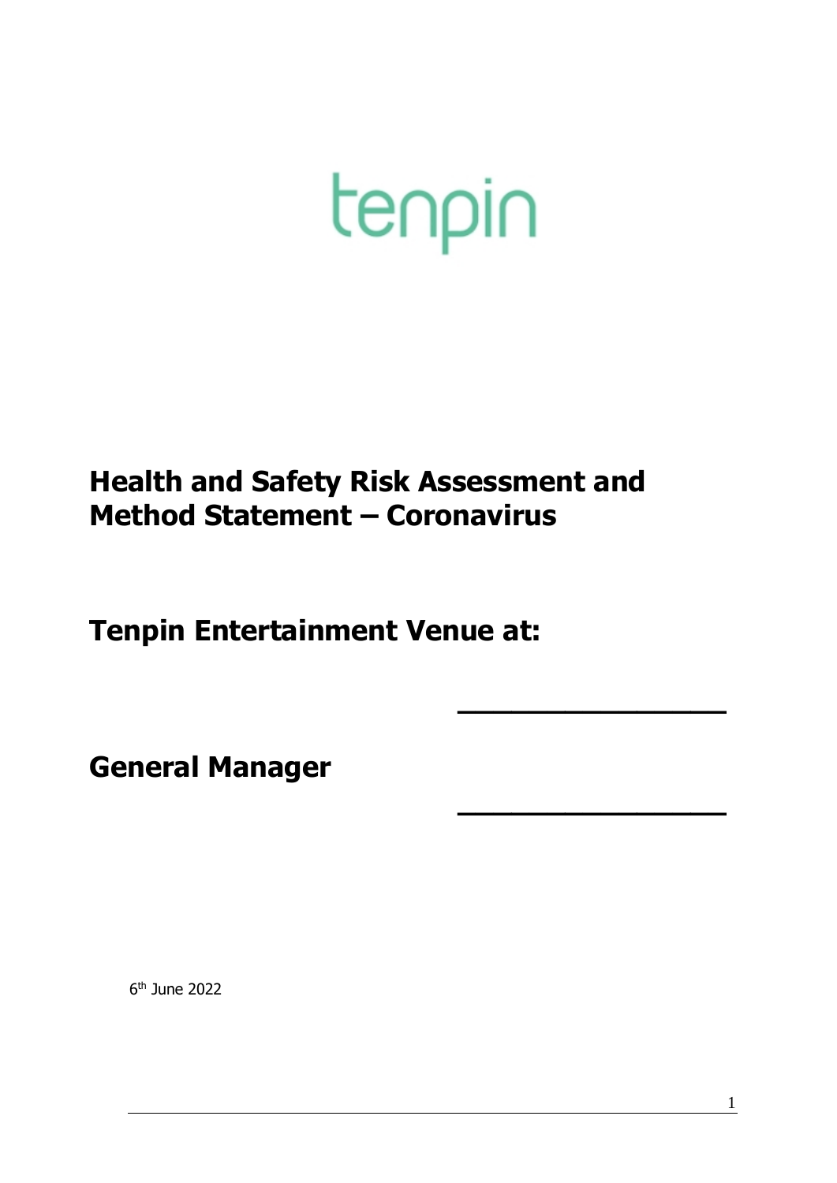tenpin

# Health and Safety Risk Assessment and Method Statement – Coronavirus

## Tenpin Entertainment Venue at:

________________

## General Manager

________________

6th June 2022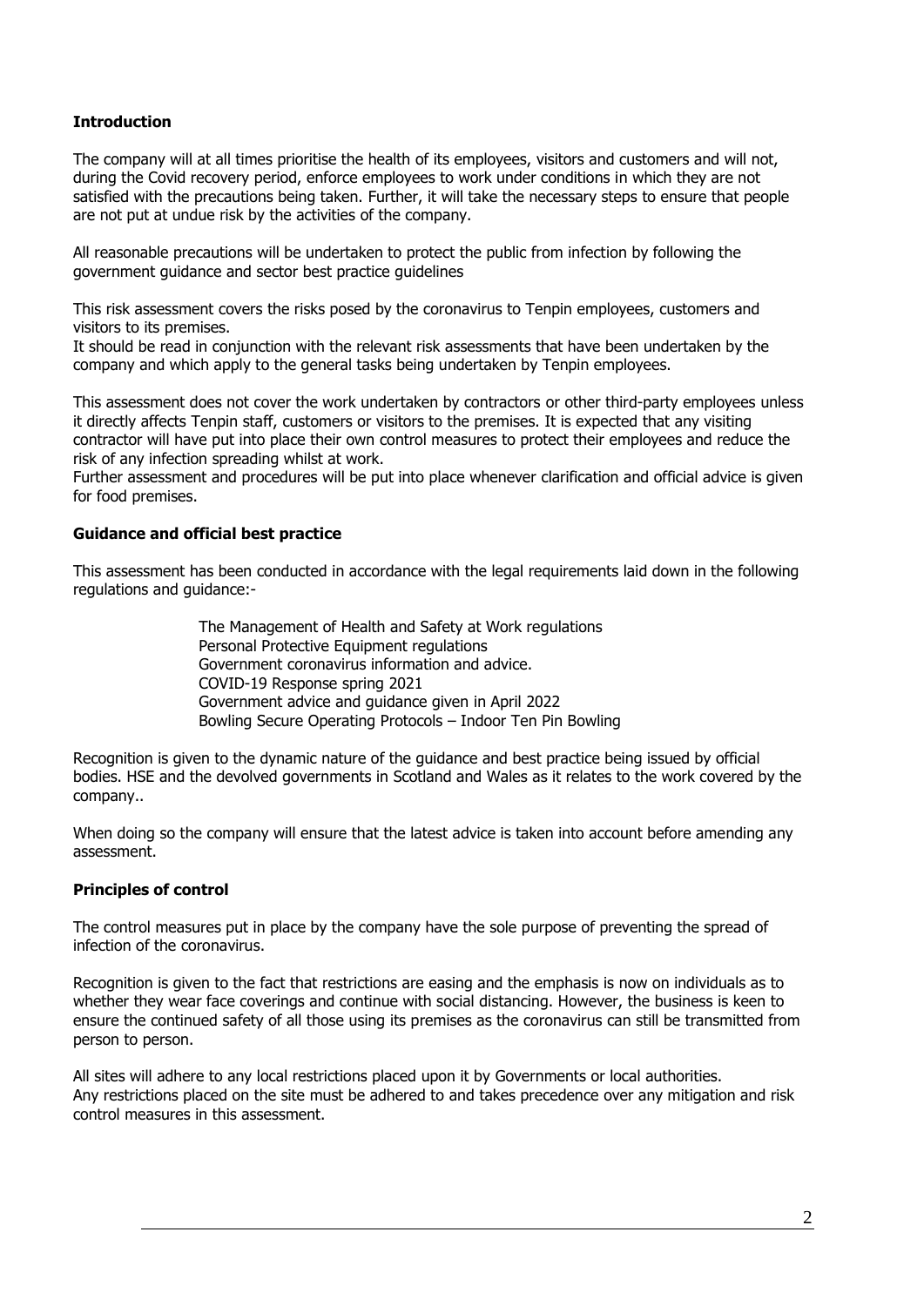**Introduction**

The company will at all times prioritise the health of its employees, visitors and customers and will not, during the Covid recovery period, enforce employees to work under conditions in which they are not satisfied with the precautions being taken. Further, it will take the necessary steps to ensure that people are not put at undue risk by the activities of the company.

All reasonable precautions will be undertaken to protect the public from infection by following the government guidance and sector best practice guidelines

This risk assessment covers the risks posed by the coronavirus to Tenpin employees, customers and visitors to its premises.
It should be read in conjunction with the relevant risk assessments that have been undertaken by the company and which apply to the general tasks being undertaken by Tenpin employees.

This assessment does not cover the work undertaken by contractors or other third-party employees unless it directly affects Tenpin staff, customers or visitors to the premises. It is expected that any visiting contractor will have put into place their own control measures to protect their employees and reduce the risk of any infection spreading whilst at work.
Further assessment and procedures will be put into place whenever clarification and official advice is given for food premises.

**Guidance and official best practice**

This assessment has been conducted in accordance with the legal requirements laid down in the following regulations and guidance:-

The Management of Health and Safety at Work regulations
Personal Protective Equipment regulations
Government coronavirus information and advice.
COVID-19 Response spring 2021
Government advice and guidance given in April 2022
Bowling Secure Operating Protocols – Indoor Ten Pin Bowling

Recognition is given to the dynamic nature of the guidance and best practice being issued by official bodies. HSE and the devolved governments in Scotland and Wales as it relates to the work covered by the company..

When doing so the company will ensure that the latest advice is taken into account before amending any assessment.

**Principles of control**

The control measures put in place by the company have the sole purpose of preventing the spread of infection of the coronavirus.

Recognition is given to the fact that restrictions are easing and the emphasis is now on individuals as to whether they wear face coverings and continue with social distancing. However, the business is keen to ensure the continued safety of all those using its premises as the coronavirus can still be transmitted from person to person.

All sites will adhere to any local restrictions placed upon it by Governments or local authorities.
Any restrictions placed on the site must be adhered to and takes precedence over any mitigation and risk control measures in this assessment.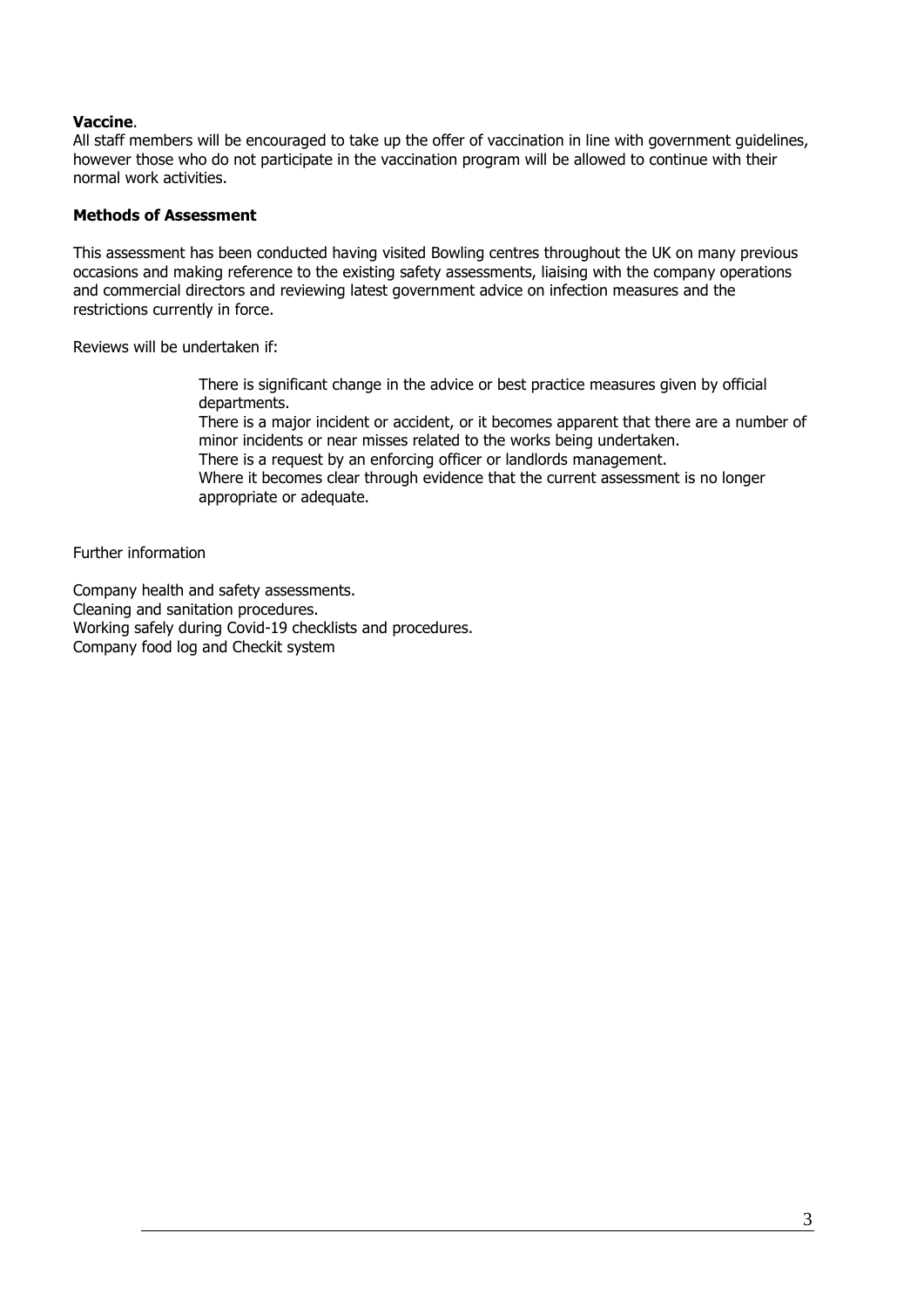**Vaccine**.
All staff members will be encouraged to take up the offer of vaccination in line with government guidelines, however those who do not participate in the vaccination program will be allowed to continue with their normal work activities.

**Methods of Assessment**

This assessment has been conducted having visited Bowling centres throughout the UK on many previous occasions and making reference to the existing safety assessments, liaising with the company operations and commercial directors and reviewing latest government advice on infection measures and the restrictions currently in force.

Reviews will be undertaken if:

> There is significant change in the advice or best practice measures given by official departments.
> There is a major incident or accident, or it becomes apparent that there are a number of minor incidents or near misses related to the works being undertaken.
> There is a request by an enforcing officer or landlords management.
> Where it becomes clear through evidence that the current assessment is no longer appropriate or adequate.

Further information

Company health and safety assessments.
Cleaning and sanitation procedures.
Working safely during Covid-19 checklists and procedures.
Company food log and Checkit system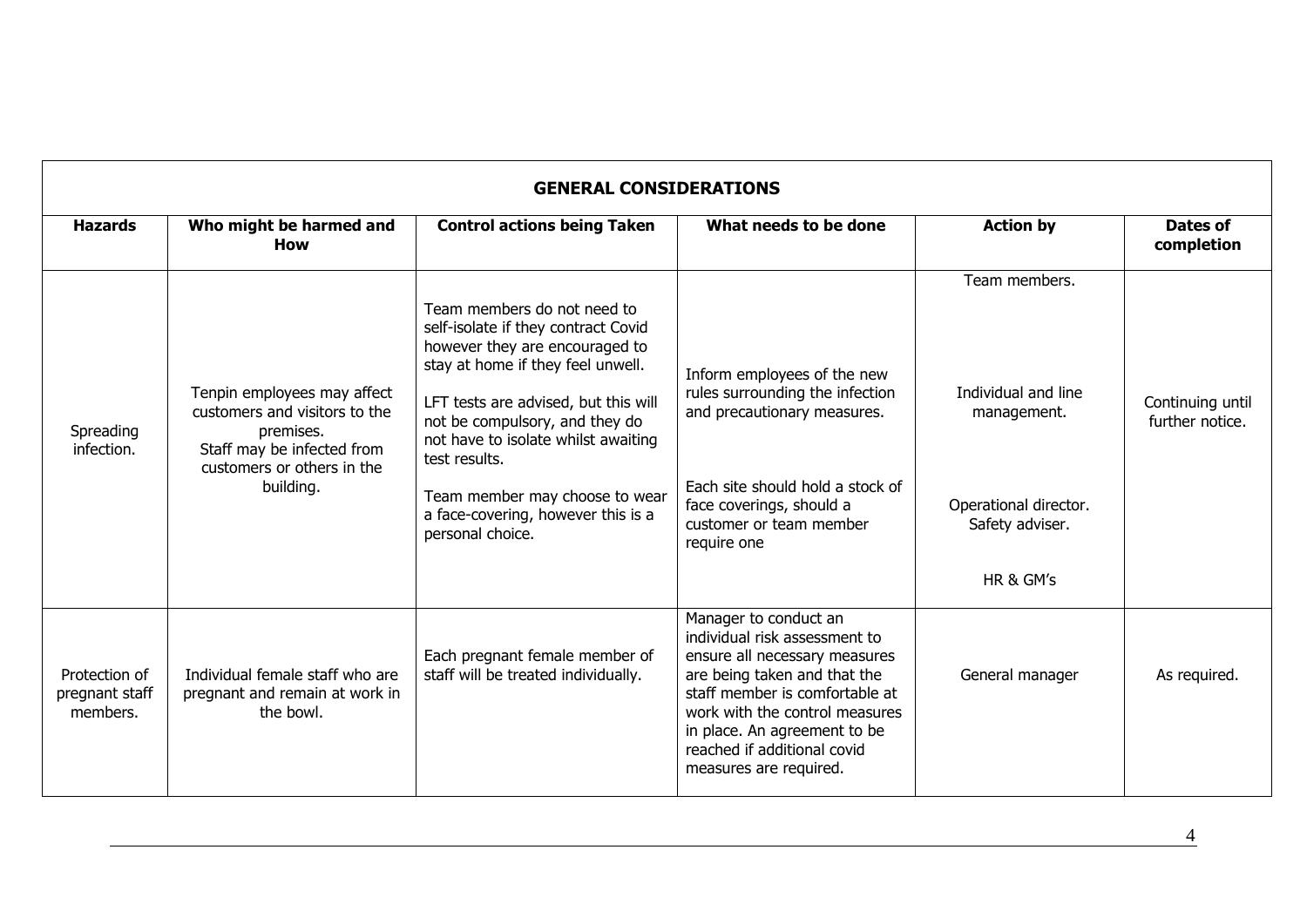| GENERAL CONSIDERATIONS | | | | | |
|---|---|---|---|---|---|
| **Hazards** | **Who might be harmed and How** | **Control actions being Taken** | **What needs to be done** | **Action by** | **Dates of completion** |
| Spreading infection. | Tenpin employees may affect customers and visitors to the premises. Staff may be infected from customers or others in the building. | Team members do not need to self-isolate if they contract Covid however they are encouraged to stay at home if they feel unwell.<br><br>LFT tests are advised, but this will not be compulsory, and they do not have to isolate whilst awaiting test results.<br><br>Team member may choose to wear a face-covering, however this is a personal choice. | Inform employees of the new rules surrounding the infection and precautionary measures.<br><br>Each site should hold a stock of face coverings, should a customer or team member require one | Team members.<br><br>Individual and line management.<br><br>Operational director. Safety adviser.<br><br>HR & GM's | Continuing until further notice. |
| Protection of pregnant staff members. | Individual female staff who are pregnant and remain at work in the bowl. | Each pregnant female member of staff will be treated individually. | Manager to conduct an individual risk assessment to ensure all necessary measures are being taken and that the staff member is comfortable at work with the control measures in place. An agreement to be reached if additional covid measures are required. | General manager | As required. |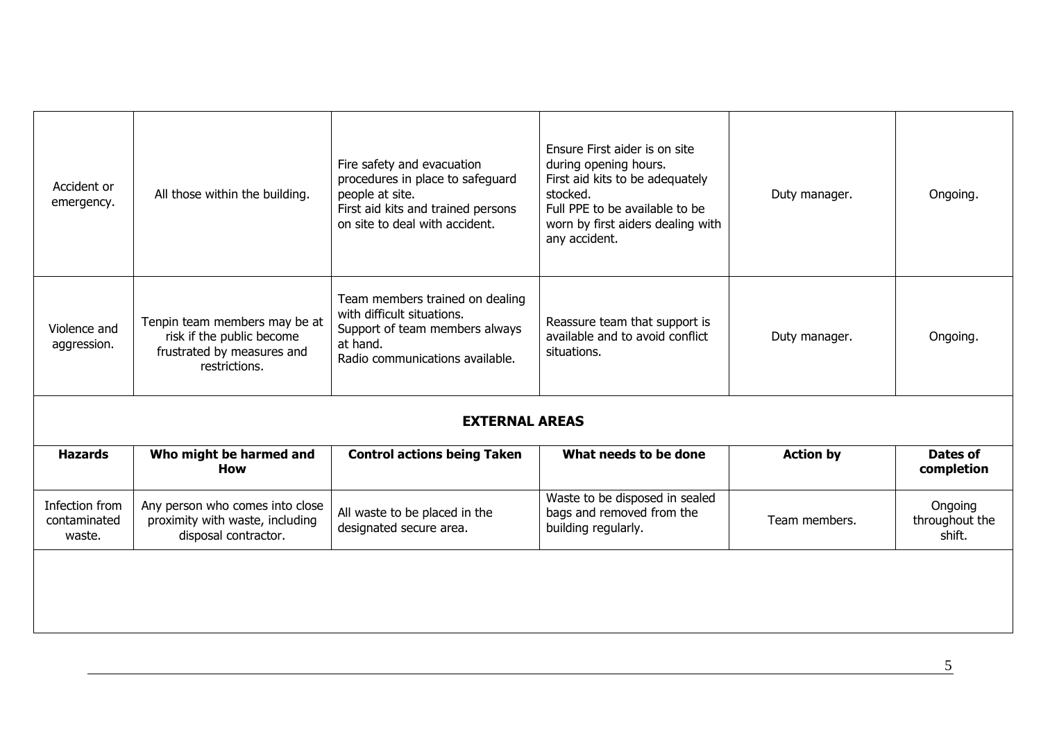| | | | | | |
|---|---|---|---|---|---|
| Accident or emergency. | All those within the building. | Fire safety and evacuation procedures in place to safeguard people at site.<br>First aid kits and trained persons on site to deal with accident. | Ensure First aider is on site during opening hours.<br>First aid kits to be adequately stocked.<br>Full PPE to be available to be worn by first aiders dealing with any accident. | Duty manager. | Ongoing. |
| Violence and aggression. | Tenpin team members may be at risk if the public become frustrated by measures and restrictions. | Team members trained on dealing with difficult situations.<br>Support of team members always at hand.<br>Radio communications available. | Reassure team that support is available and to avoid conflict situations. | Duty manager. | Ongoing. |

## EXTERNAL AREAS

| Hazards | Who might be harmed and How | Control actions being Taken | What needs to be done | Action by | Dates of completion |
|---|---|---|---|---|---|
| Infection from contaminated waste. | Any person who comes into close proximity with waste, including disposal contractor. | All waste to be placed in the designated secure area. | Waste to be disposed in sealed bags and removed from the building regularly. | Team members. | Ongoing throughout the shift. |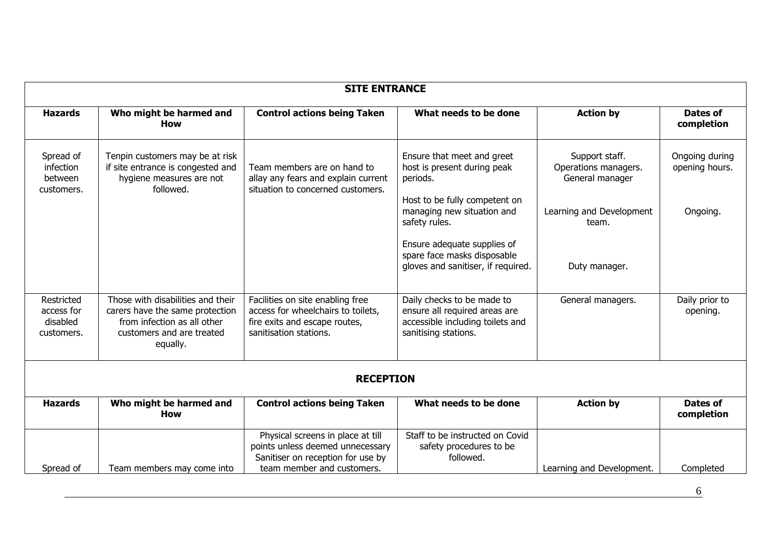| **SITE ENTRANCE** | | | | | |
|---|---|---|---|---|---|
| **Hazards** | **Who might be harmed and How** | **Control actions being Taken** | **What needs to be done** | **Action by** | **Dates of completion** |
| Spread of infection between customers. | Tenpin customers may be at risk if site entrance is congested and hygiene measures are not followed. | Team members are on hand to allay any fears and explain current situation to concerned customers. | Ensure that meet and greet host is present during peak periods. | Support staff. Operations managers. General manager | Ongoing during opening hours. |
| | | | Host to be fully competent on managing new situation and safety rules. | Learning and Development team. | Ongoing. |
| | | | Ensure adequate supplies of spare face masks disposable gloves and sanitiser, if required. | Duty manager. | |
| Restricted access for disabled customers. | Those with disabilities and their carers have the same protection from infection as all other customers and are treated equally. | Facilities on site enabling free access for wheelchairs to toilets, fire exits and escape routes, sanitisation stations. | Daily checks to be made to ensure all required areas are accessible including toilets and sanitising stations. | General managers. | Daily prior to opening. |

| **RECEPTION** | | | | | |
|---|---|---|---|---|---|
| **Hazards** | **Who might be harmed and How** | **Control actions being Taken** | **What needs to be done** | **Action by** | **Dates of completion** |
| Spread of | Team members may come into | Physical screens in place at till points unless deemed unnecessary Sanitiser on reception for use by team member and customers. | Staff to be instructed on Covid safety procedures to be followed. | Learning and Development. | Completed |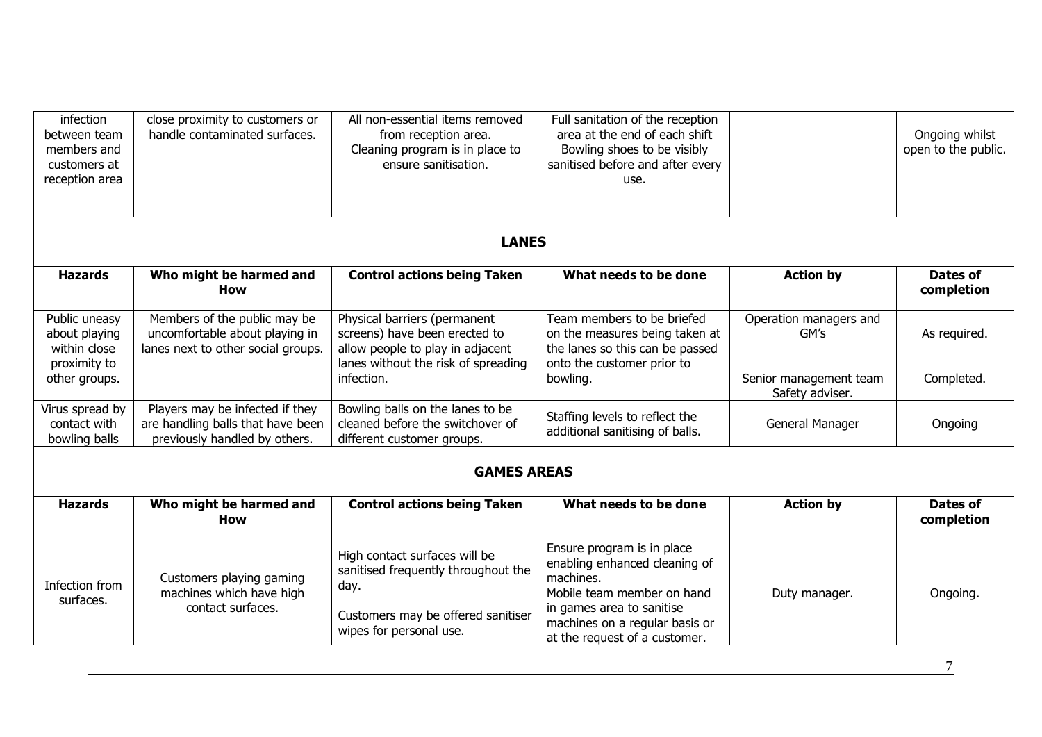| | | | | | |
|---|---|---|---|---|---|
| infection between team members and customers at reception area | close proximity to customers or handle contaminated surfaces. | All non-essential items removed from reception area.<br>Cleaning program is in place to ensure sanitisation. | Full sanitation of the reception area at the end of each shift<br>Bowling shoes to be visibly sanitised before and after every use. | | Ongoing whilst open to the public. |

## LANES

| Hazards | Who might be harmed and How | Control actions being Taken | What needs to be done | Action by | Dates of completion |
|---|---|---|---|---|---|
| Public uneasy about playing within close proximity to other groups. | Members of the public may be uncomfortable about playing in lanes next to other social groups. | Physical barriers (permanent screens) have been erected to allow people to play in adjacent lanes without the risk of spreading infection. | Team members to be briefed on the measures being taken at the lanes so this can be passed onto the customer prior to bowling. | Operation managers and GM's<br><br>Senior management team Safety adviser. | As required.<br><br>Completed. |
| Virus spread by contact with bowling balls | Players may be infected if they are handling balls that have been previously handled by others. | Bowling balls on the lanes to be cleaned before the switchover of different customer groups. | Staffing levels to reflect the additional sanitising of balls. | General Manager | Ongoing |

## GAMES AREAS

| Hazards | Who might be harmed and How | Control actions being Taken | What needs to be done | Action by | Dates of completion |
|---|---|---|---|---|---|
| Infection from surfaces. | Customers playing gaming machines which have high contact surfaces. | High contact surfaces will be sanitised frequently throughout the day.<br><br>Customers may be offered sanitiser wipes for personal use. | Ensure program is in place enabling enhanced cleaning of machines.<br>Mobile team member on hand in games area to sanitise machines on a regular basis or at the request of a customer. | Duty manager. | Ongoing. |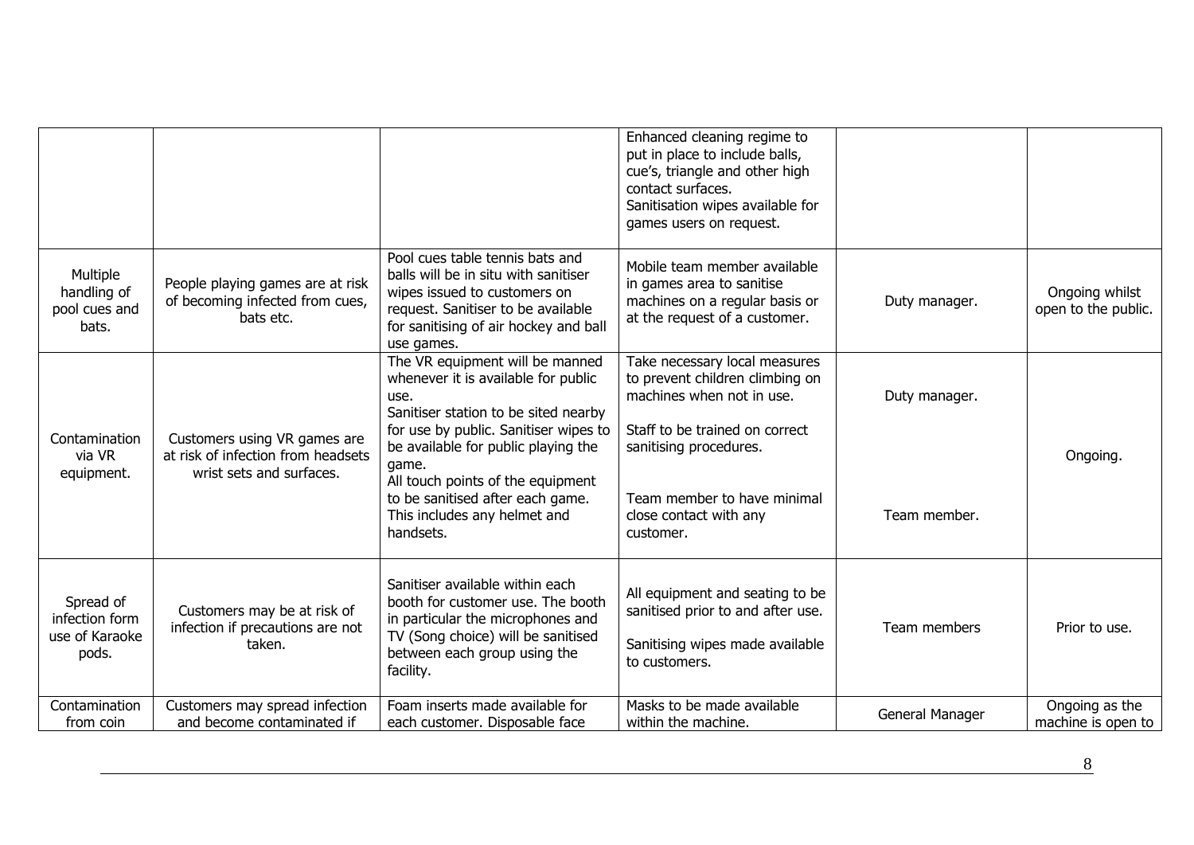| | | | | | |
|---|---|---|---|---|---|
| | | | Enhanced cleaning regime to put in place to include balls, cue's, triangle and other high contact surfaces.<br>Sanitisation wipes available for games users on request. | | |
| Multiple handling of pool cues and bats. | People playing games are at risk of becoming infected from cues, bats etc. | Pool cues table tennis bats and balls will be in situ with sanitiser wipes issued to customers on request. Sanitiser to be available for sanitising of air hockey and ball use games. | Mobile team member available in games area to sanitise machines on a regular basis or at the request of a customer. | Duty manager. | Ongoing whilst open to the public. |
| Contamination via VR equipment. | Customers using VR games are at risk of infection from headsets wrist sets and surfaces. | The VR equipment will be manned whenever it is available for public use.<br>Sanitiser station to be sited nearby for use by public. Sanitiser wipes to be available for public playing the game.<br>All touch points of the equipment to be sanitised after each game. This includes any helmet and handsets. | Take necessary local measures to prevent children climbing on machines when not in use.<br><br>Staff to be trained on correct sanitising procedures.<br><br>Team member to have minimal close contact with any customer. | Duty manager.<br><br>Team member. | Ongoing. |
| Spread of infection form use of Karaoke pods. | Customers may be at risk of infection if precautions are not taken. | Sanitiser available within each booth for customer use. The booth in particular the microphones and TV (Song choice) will be sanitised between each group using the facility. | All equipment and seating to be sanitised prior to and after use.<br><br>Sanitising wipes made available to customers. | Team members | Prior to use. |
| Contamination from coin | Customers may spread infection and become contaminated if | Foam inserts made available for each customer. Disposable face | Masks to be made available within the machine. | General Manager | Ongoing as the machine is open to |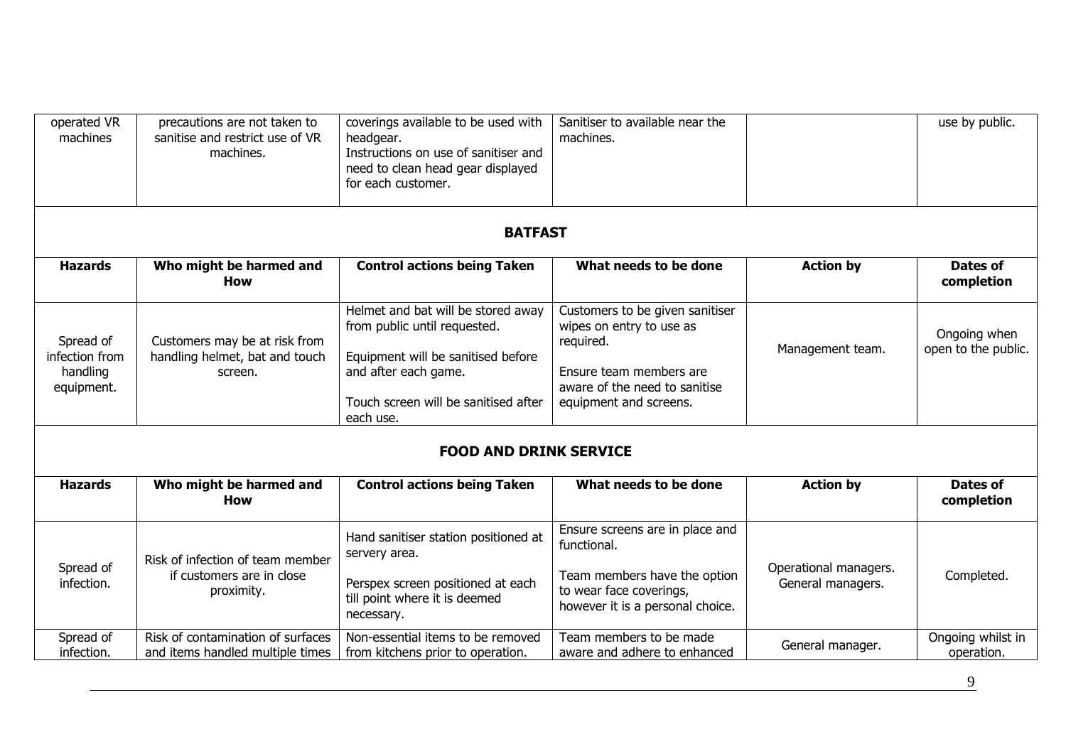| | | | | | |
|---|---|---|---|---|---|
| operated VR machines | precautions are not taken to sanitise and restrict use of VR machines. | coverings available to be used with headgear.<br>Instructions on use of sanitiser and need to clean head gear displayed for each customer. | Sanitiser to available near the machines. | | use by public. |

## BATFAST

| Hazards | Who might be harmed and How | Control actions being Taken | What needs to be done | Action by | Dates of completion |
|---|---|---|---|---|---|
| Spread of infection from handling equipment. | Customers may be at risk from handling helmet, bat and touch screen. | Helmet and bat will be stored away from public until requested.<br><br>Equipment will be sanitised before and after each game.<br><br>Touch screen will be sanitised after each use. | Customers to be given sanitiser wipes on entry to use as required.<br><br>Ensure team members are aware of the need to sanitise equipment and screens. | Management team. | Ongoing when open to the public. |

## FOOD AND DRINK SERVICE

| Hazards | Who might be harmed and How | Control actions being Taken | What needs to be done | Action by | Dates of completion |
|---|---|---|---|---|---|
| Spread of infection. | Risk of infection of team member if customers are in close proximity. | Hand sanitiser station positioned at servery area.<br><br>Perspex screen positioned at each till point where it is deemed necessary. | Ensure screens are in place and functional.<br><br>Team members have the option to wear face coverings, however it is a personal choice. | Operational managers.<br>General managers. | Completed. |
| Spread of infection. | Risk of contamination of surfaces and items handled multiple times | Non-essential items to be removed from kitchens prior to operation. | Team members to be made aware and adhere to enhanced | General manager. | Ongoing whilst in operation. |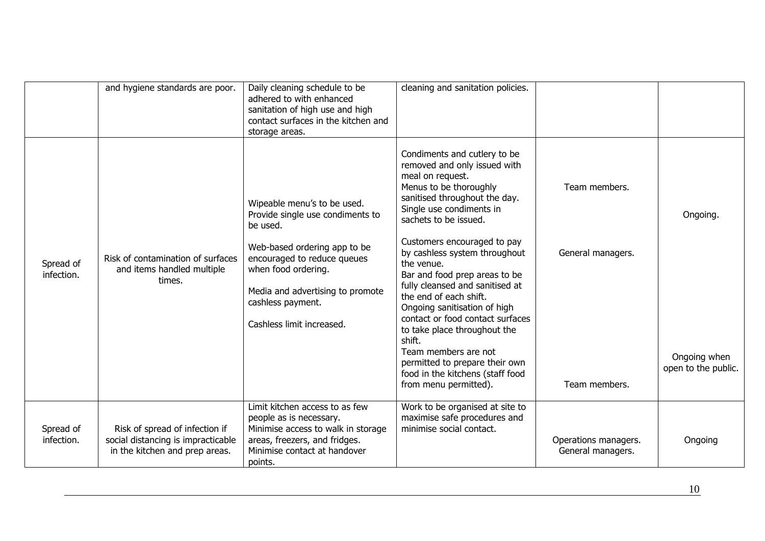| | | | | | |
|---|---|---|---|---|---|
| | and hygiene standards are poor. | Daily cleaning schedule to be adhered to with enhanced sanitation of high use and high contact surfaces in the kitchen and storage areas. | cleaning and sanitation policies. | | |
| Spread of infection. | Risk of contamination of surfaces and items handled multiple times. | Wipeable menu's to be used. Provide single use condiments to be used.<br><br>Web-based ordering app to be encouraged to reduce queues when food ordering.<br><br>Media and advertising to promote cashless payment.<br><br>Cashless limit increased. | Condiments and cutlery to be removed and only issued with meal on request.<br>Menus to be thoroughly sanitised throughout the day.<br>Single use condiments in sachets to be issued.<br><br>Customers encouraged to pay by cashless system throughout the venue.<br>Bar and food prep areas to be fully cleansed and sanitised at the end of each shift.<br>Ongoing sanitisation of high contact or food contact surfaces to take place throughout the shift.<br>Team members are not permitted to prepare their own food in the kitchens (staff food from menu permitted). | Team members.<br><br>General managers.<br><br>Team members. | Ongoing.<br><br>Ongoing when open to the public. |
| Spread of infection. | Risk of spread of infection if social distancing is impracticable in the kitchen and prep areas. | Limit kitchen access to as few people as is necessary.<br>Minimise access to walk in storage areas, freezers, and fridges.<br>Minimise contact at handover points. | Work to be organised at site to maximise safe procedures and minimise social contact. | Operations managers.<br>General managers. | Ongoing |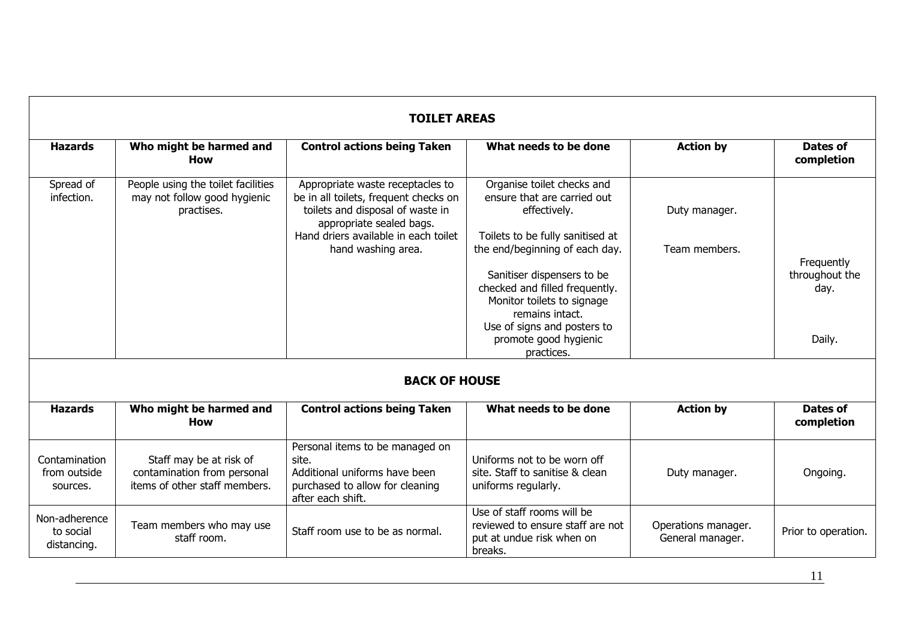| TOILET AREAS | | | | | |
|---|---|---|---|---|---|
| **Hazards** | **Who might be harmed and How** | **Control actions being Taken** | **What needs to be done** | **Action by** | **Dates of completion** |
| Spread of infection. | People using the toilet facilities may not follow good hygienic practises. | Appropriate waste receptacles to be in all toilets, frequent checks on toilets and disposal of waste in appropriate sealed bags. Hand driers available in each toilet hand washing area. | Organise toilet checks and ensure that are carried out effectively. Toilets to be fully sanitised at the end/beginning of each day. Sanitiser dispensers to be checked and filled frequently. Monitor toilets to signage remains intact. Use of signs and posters to promote good hygienic practices. | Duty manager. Team members. | Frequently throughout the day. Daily. |

| BACK OF HOUSE | | | | | |
|---|---|---|---|---|---|
| **Hazards** | **Who might be harmed and How** | **Control actions being Taken** | **What needs to be done** | **Action by** | **Dates of completion** |
| Contamination from outside sources. | Staff may be at risk of contamination from personal items of other staff members. | Personal items to be managed on site. Additional uniforms have been purchased to allow for cleaning after each shift. | Uniforms not to be worn off site. Staff to sanitise & clean uniforms regularly. | Duty manager. | Ongoing. |
| Non-adherence to social distancing. | Team members who may use staff room. | Staff room use to be as normal. | Use of staff rooms will be reviewed to ensure staff are not put at undue risk when on breaks. | Operations manager. General manager. | Prior to operation. |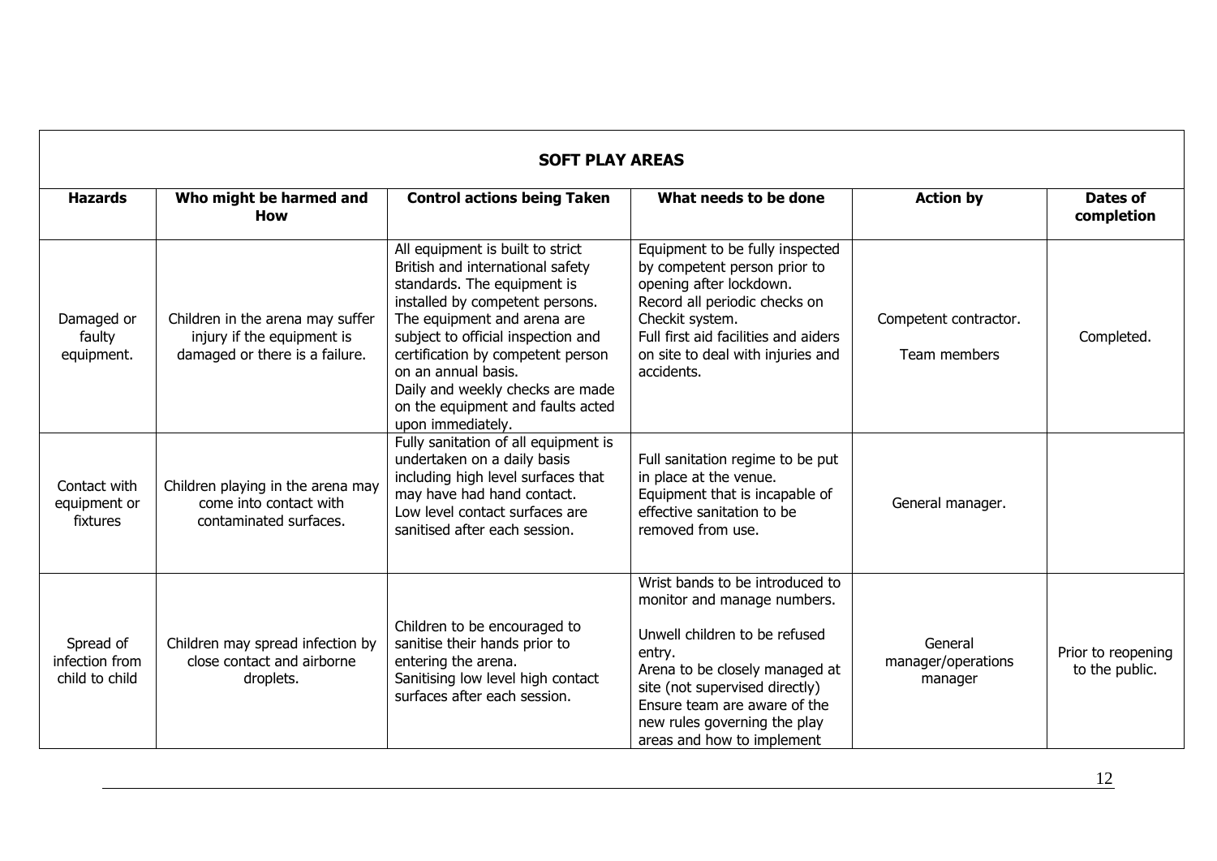| SOFT PLAY AREAS | | | | | |
|---|---|---|---|---|---|
| **Hazards** | **Who might be harmed and How** | **Control actions being Taken** | **What needs to be done** | **Action by** | **Dates of completion** |
| Damaged or faulty equipment. | Children in the arena may suffer injury if the equipment is damaged or there is a failure. | All equipment is built to strict British and international safety standards. The equipment is installed by competent persons. The equipment and arena are subject to official inspection and certification by competent person on an annual basis. Daily and weekly checks are made on the equipment and faults acted upon immediately. | Equipment to be fully inspected by competent person prior to opening after lockdown. Record all periodic checks on Checkit system. Full first aid facilities and aiders on site to deal with injuries and accidents. | Competent contractor. Team members | Completed. |
| Contact with equipment or fixtures | Children playing in the arena may come into contact with contaminated surfaces. | Fully sanitation of all equipment is undertaken on a daily basis including high level surfaces that may have had hand contact. Low level contact surfaces are sanitised after each session. | Full sanitation regime to be put in place at the venue. Equipment that is incapable of effective sanitation to be removed from use. | General manager. | |
| Spread of infection from child to child | Children may spread infection by close contact and airborne droplets. | Children to be encouraged to sanitise their hands prior to entering the arena. Sanitising low level high contact surfaces after each session. | Wrist bands to be introduced to monitor and manage numbers. Unwell children to be refused entry. Arena to be closely managed at site (not supervised directly) Ensure team are aware of the new rules governing the play areas and how to implement | General manager/operations manager | Prior to reopening to the public. |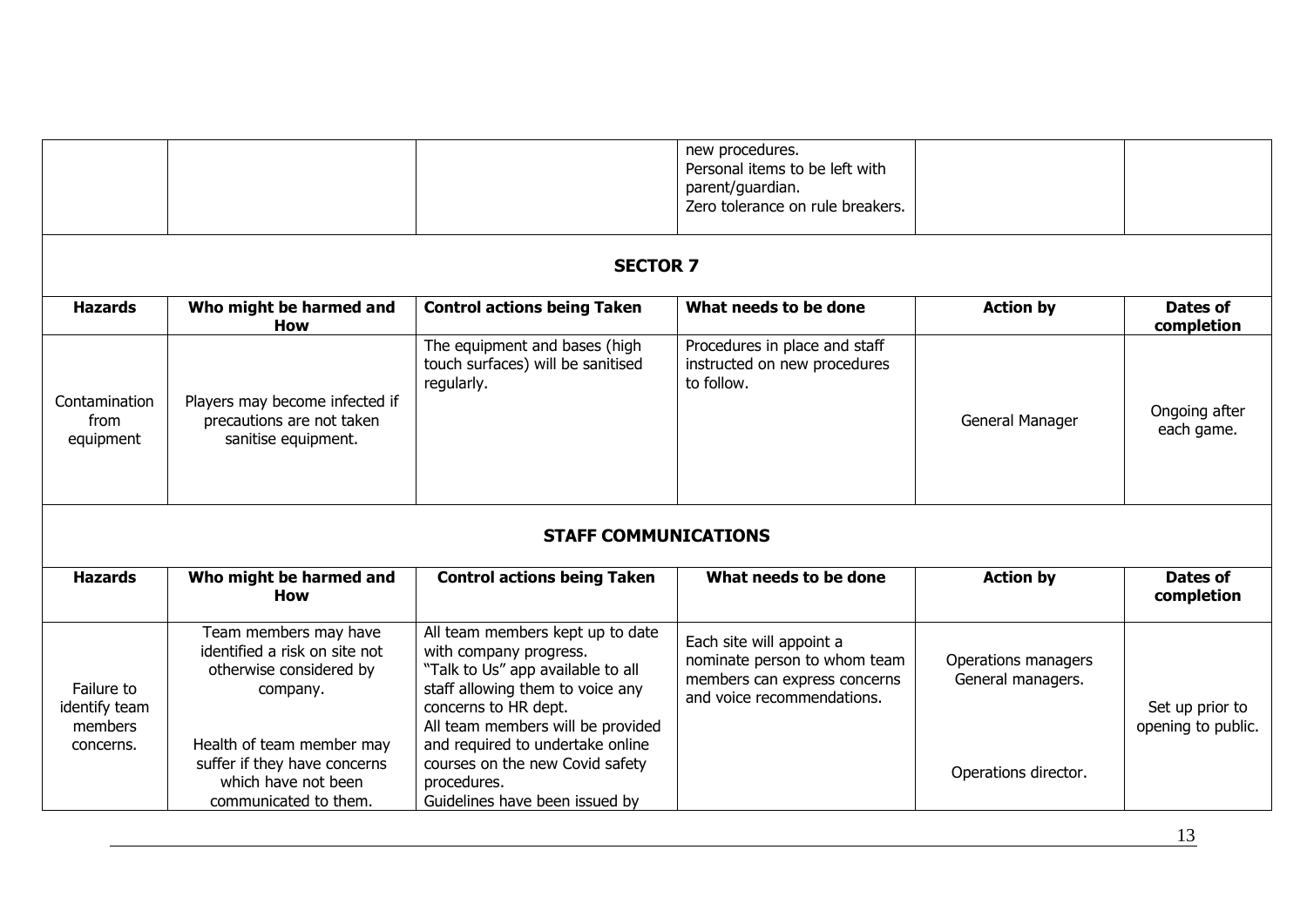| | | | | | |
|---|---|---|---|---|---|
| | | | new procedures.<br>Personal items to be left with parent/guardian.<br>Zero tolerance on rule breakers. | | |

**SECTOR 7**

| Hazards | Who might be harmed and How | Control actions being Taken | What needs to be done | Action by | Dates of completion |
|---|---|---|---|---|---|
| Contamination from equipment | Players may become infected if precautions are not taken sanitise equipment. | The equipment and bases (high touch surfaces) will be sanitised regularly. | Procedures in place and staff instructed on new procedures to follow. | General Manager | Ongoing after each game. |

**STAFF COMMUNICATIONS**

| Hazards | Who might be harmed and How | Control actions being Taken | What needs to be done | Action by | Dates of completion |
|---|---|---|---|---|---|
| Failure to identify team members concerns. | Team members may have identified a risk on site not otherwise considered by company.<br><br>Health of team member may suffer if they have concerns which have not been communicated to them. | All team members kept up to date with company progress.<br>"Talk to Us" app available to all staff allowing them to voice any concerns to HR dept.<br>All team members will be provided and required to undertake online courses on the new Covid safety procedures.<br>Guidelines have been issued by | Each site will appoint a nominate person to whom team members can express concerns and voice recommendations. | Operations managers<br>General managers.<br><br>Operations director. | Set up prior to opening to public. |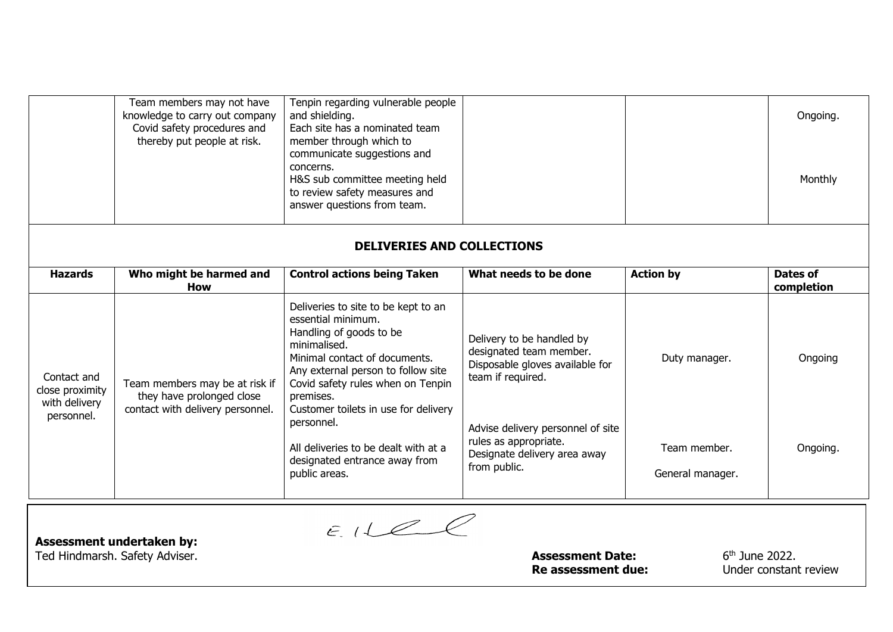| | | | | | |
|---|---|---|---|---|---|
| | Team members may not have knowledge to carry out company Covid safety procedures and thereby put people at risk. | Tenpin regarding vulnerable people and shielding.<br>Each site has a nominated team member through which to communicate suggestions and concerns.<br>H&S sub committee meeting held to review safety measures and answer questions from team. | | | Ongoing.<br><br>Monthly |

## DELIVERIES AND COLLECTIONS

| Hazards | Who might be harmed and How | Control actions being Taken | What needs to be done | Action by | Dates of completion |
|---|---|---|---|---|---|
| Contact and close proximity with delivery personnel. | Team members may be at risk if they have prolonged close contact with delivery personnel. | Deliveries to site to be kept to an essential minimum.<br>Handling of goods to be minimalised.<br>Minimal contact of documents.<br>Any external person to follow site Covid safety rules when on Tenpin premises.<br>Customer toilets in use for delivery personnel.<br><br>All deliveries to be dealt with at a designated entrance away from public areas. | Delivery to be handled by designated team member.<br>Disposable gloves available for team if required.<br><br>Advise delivery personnel of site rules as appropriate.<br>Designate delivery area away from public. | Duty manager.<br><br>Team member.<br>General manager. | Ongoing<br><br>Ongoing. |

**Assessment undertaken by:**
Ted Hindmarsh. Safety Adviser.

**Assessment Date:** 6th June 2022.
**Re assessment due:** Under constant review